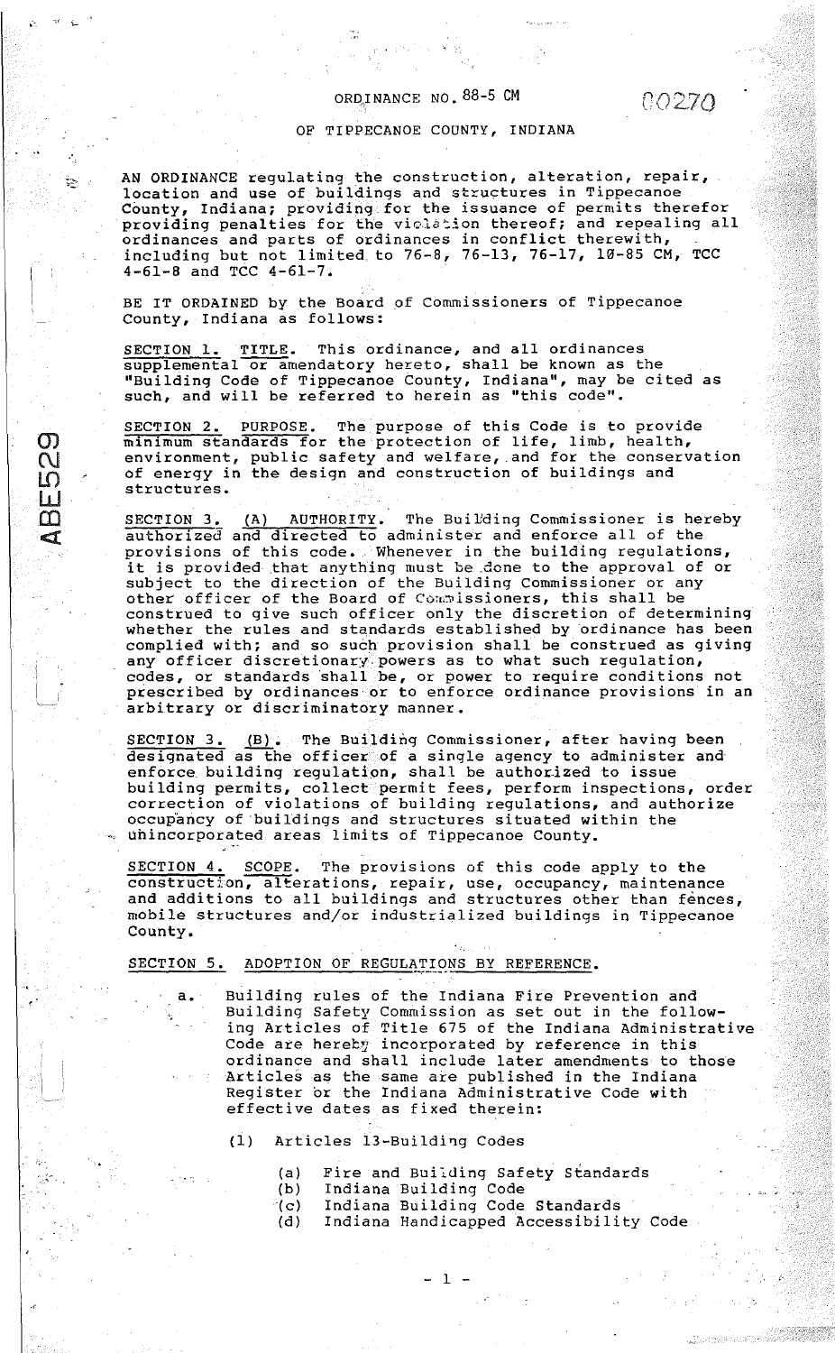ORDINANCE NO. 88-5 CM

00270

OF TIPPECANOE COUNTY, INDIANA

AN ORDINANCE regulating the construction, alteration, repair, location and use of buildings and structures in Tippecanoe County, Indiana; providing for the issuance of permits therefor providing penalties for the violation thereof; and repealing all ordinances and parts of ordinances in conflict therewith, including but not limited to 76-8, 76-13, 76-17, 10-85 CM, TCC 4-61-8 and TCC 4-61-7.

BE IT ORDAINED by the Board of Commissioners of Tippecanoe County, Indiana as follows:

SECTION 1. TITLE. This ordinance, and all ordinances supplemental or amendatory hereto, shall be known as the "Building Code of Tippecanoe County, Indiana", may be cited as such, and will be referred to herein as "this code".

SECTION 2. PURPOSE. The purpose of this Code is to provide minimum standards for the protection of life, limb, health, environment, public safety and welfare, and for the conservation of energy in the design and construction of buildings and structures.

SECTION 3. (A) AUTHORITY. The Building Commissioner is hereby authorized and directed to administer and enforce all of the provisions of this code. Whenever in the building regulations, it is provided that anything must be done to the approval of or subject to the direction of the Building Commissioner or any other officer of the Board of Commissioners, this shall be construed to give such officer only the discretion of determining whether the rules and standards established by ordinance has been complied with; and so such provision shall be construed as giving any officer discretionary powers as to what such regulation, codes, or standards shall be, or power to require conditions not prescribed by ordinances or to enforce ordinance provisions in an arbitrary or discriminatory manner.

SECTION 3. (B). The Building Commissioner, after having been designated as the officer of a single agency to administer and enforce building regulation, shall be authorized to issue building permits, collect permit fees, perform inspections, order correction of violations of building regulations, and authorize occupancy of buildings and structures situated within the unincorporated areas limits of Tippecanoe County.

SECTION 4. SCOPE. The provisions of this code apply to the construction, alterations, repair, use, occupancy, maintenance and additions to all buildings and structures other than fences, mobile structures and/or industrialized buildings in Tippecanoe County.

SECTION 5. ADOPTION OF REGULATIONS BY REFERENCE.

a. Building rules of the Indiana Fire Prevention and Building Safety Commission as set out in the following Articles of Title 675 of the Indiana Administrative Code are hereby incorporated by reference in this ordinance and shall include later amendments to those Articles as the same are published in the Indiana Register or the Indiana Administrative Code with effective dates as fixed therein:

(1) Articles 13-Building Codes

(a) Fire and Building Safety Standards
(b) Indiana Building Code
(c) Indiana Building Code Standards
(d) Indiana Handicapped Accessibility Code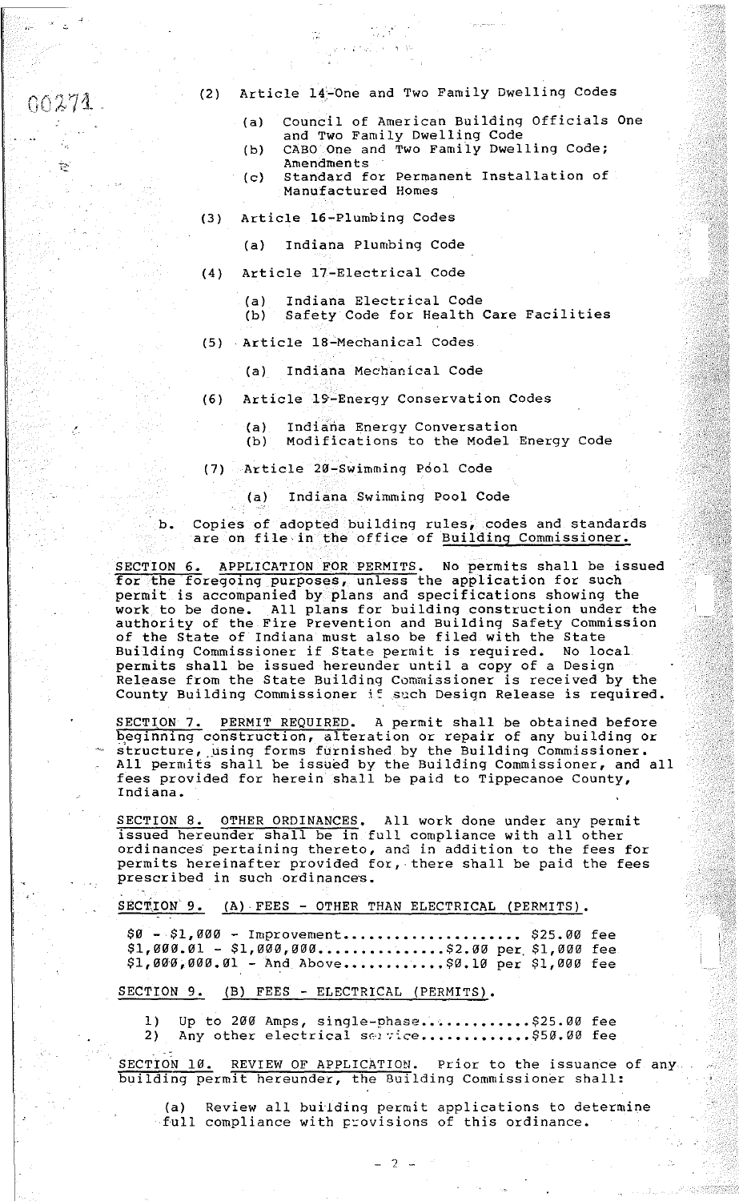(2) Article 14-One and Two Family Dwelling Codes

(a) Council of American Building Officials One and Two Family Dwelling Code
(b) CABO One and Two Family Dwelling Code; Amendments
(c) Standard for Permanent Installation of Manufactured Homes

(3) Article 16-Plumbing Codes

(a) Indiana Plumbing Code

(4) Article 17-Electrical Code

(a) Indiana Electrical Code
(b) Safety Code for Health Care Facilities

(5) Article 18-Mechanical Codes

(a) Indiana Mechanical Code

(6) Article 19-Energy Conservation Codes

(a) Indiana Energy Conversation
(b) Modifications to the Model Energy Code

(7) Article 20-Swimming Pool Code

(a) Indiana Swimming Pool Code

b. Copies of adopted building rules, codes and standards are on file in the office of Building Commissioner.

SECTION 6. APPLICATION FOR PERMITS. No permits shall be issued for the foregoing purposes, unless the application for such permit is accompanied by plans and specifications showing the work to be done. All plans for building construction under the authority of the Fire Prevention and Building Safety Commission of the State of Indiana must also be filed with the State Building Commissioner if State permit is required. No local permits shall be issued hereunder until a copy of a Design Release from the State Building Commissioner is received by the County Building Commissioner if such Design Release is required.

SECTION 7. PERMIT REQUIRED. A permit shall be obtained before beginning construction, alteration or repair of any building or structure, using forms furnished by the Building Commissioner. All permits shall be issued by the Building Commissioner, and all fees provided for herein shall be paid to Tippecanoe County, Indiana.

SECTION 8. OTHER ORDINANCES. All work done under any permit issued hereunder shall be in full compliance with all other ordinances pertaining thereto, and in addition to the fees for permits hereinafter provided for, there shall be paid the fees prescribed in such ordinances.

SECTION 9. (A) FEES - OTHER THAN ELECTRICAL (PERMITS).

$0 - $1,000 - Improvement..................... $25.00 fee
$1,000.01 - $1,000,000...............$2.00 per $1,000 fee
$1,000,000.01 - And Above............$0.10 per $1,000 fee

SECTION 9. (B) FEES - ELECTRICAL (PERMITS).

1) Up to 200 Amps, single-phase.............$25.00 fee
2) Any other electrical service.............$50.00 fee

SECTION 10. REVIEW OF APPLICATION. Prior to the issuance of any building permit hereunder, the Building Commissioner shall:

(a) Review all building permit applications to determine full compliance with provisions of this ordinance.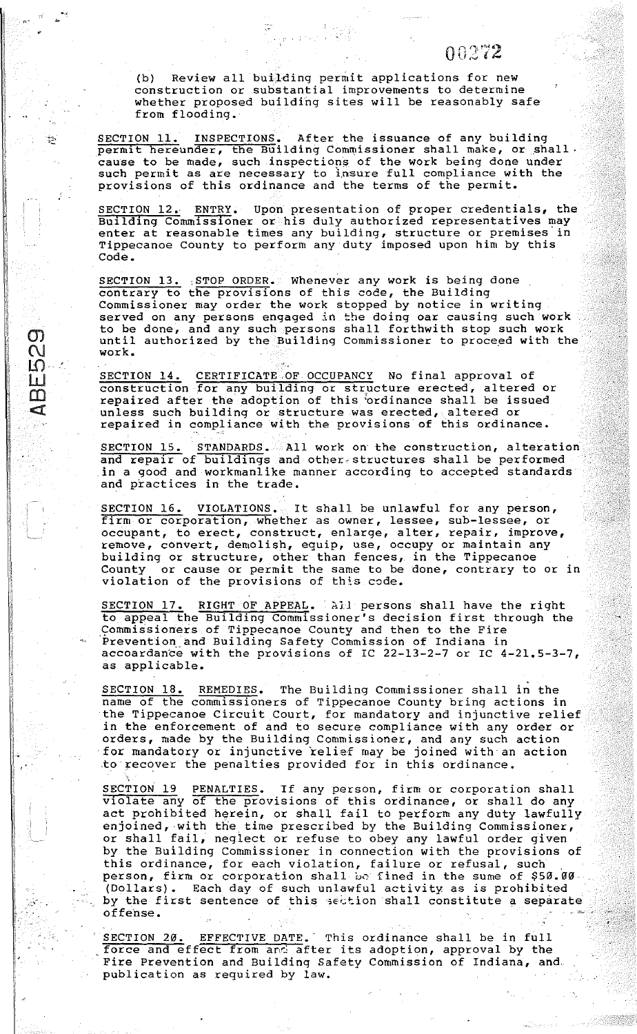(b) Review all building permit applications for new construction or substantial improvements to determine whether proposed building sites will be reasonably safe from flooding.

SECTION 11. INSPECTIONS. After the issuance of any building permit hereunder, the Building Commissioner shall make, or shall cause to be made, such inspections of the work being done under such permit as are necessary to insure full compliance with the provisions of this ordinance and the terms of the permit.

SECTION 12. ENTRY. Upon presentation of proper credentials, the Building Commissioner or his duly authorized representatives may enter at reasonable times any building, structure or premises in Tippecanoe County to perform any duty imposed upon him by this Code.

SECTION 13. STOP ORDER. Whenever any work is being done contrary to the provisions of this code, the Building Commissioner may order the work stopped by notice in writing served on any persons engaged in the doing oar causing such work to be done, and any such persons shall forthwith stop such work until authorized by the Building Commissioner to proceed with the work.

SECTION 14. CERTIFICATE OF OCCUPANCY No final approval of construction for any building or structure erected, altered or repaired after the adoption of this ordinance shall be issued unless such building or structure was erected, altered or repaired in compliance with the provisions of this ordinance.

SECTION 15. STANDARDS. All work on the construction, alteration and repair of buildings and other structures shall be performed in a good and workmanlike manner according to accepted standards and practices in the trade.

SECTION 16. VIOLATIONS. It shall be unlawful for any person, firm or corporation, whether as owner, lessee, sub-lessee, or occupant, to erect, construct, enlarge, alter, repair, improve, remove, convert, demolish, equip, use, occupy or maintain any building or structure, other than fences, in the Tippecanoe County or cause or permit the same to be done, contrary to or in violation of the provisions of this code.

SECTION 17. RIGHT OF APPEAL. All persons shall have the right to appeal the Building Commissioner's decision first through the Commissioners of Tippecanoe County and then to the Fire Prevention and Building Safety Commission of Indiana in accoardance with the provisions of IC 22-13-2-7 or IC 4-21.5-3-7, as applicable.

SECTION 18. REMEDIES. The Building Commissioner shall in the name of the commissioners of Tippecanoe County bring actions in the Tippecanoe Circuit Court, for mandatory and injunctive relief in the enforcement of and to secure compliance with any order or orders, made by the Building Commissioner, and any such action for mandatory or injunctive relief may be joined with an action to recover the penalties provided for in this ordinance.

SECTION 19 PENALTIES. If any person, firm or corporation shall violate any of the provisions of this ordinance, or shall do any act prohibited herein, or shall fail to perform any duty lawfully enjoined, with the time prescribed by the Building Commissioner, or shall fail, neglect or refuse to obey any lawful order given by the Building Commissioner in connection with the provisions of this ordinance, for each violation, failure or refusal, such person, firm or corporation shall be fined in the sume of $50.00 (Dollars). Each day of such unlawful activity as is prohibited by the first sentence of this section shall constitute a separate offense.

SECTION 20. EFFECTIVE DATE. This ordinance shall be in full force and effect from and after its adoption, approval by the Fire Prevention and Building Safety Commission of Indiana, and publication as required by law.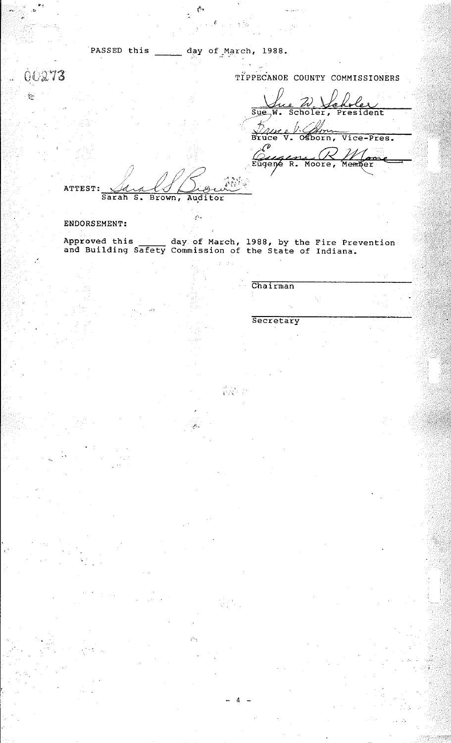PASSED this _____ day of March, 1988.

00273

TIPPECANOE COUNTY COMMISSIONERS

Sue W. Scholer, President

Bruce V. Osborn, Vice-Pres.

Eugene R. Moore, Member

ATTEST: Sarah S. Brown, Auditor

ENDORSEMENT:

Approved this _____ day of March, 1988, by the Fire Prevention and Building Safety Commission of the State of Indiana.

_______________________
Chairman

_______________________
Secretary